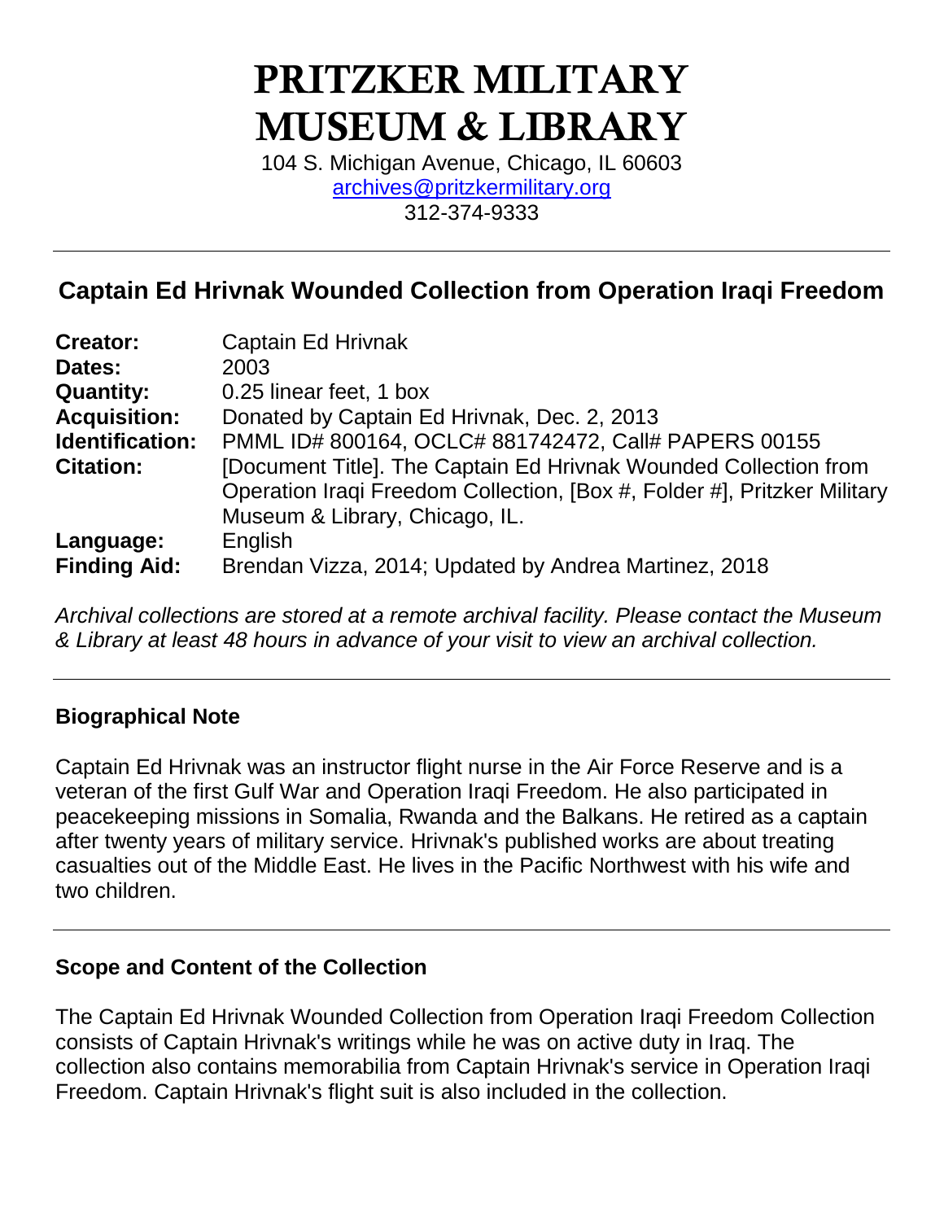# PRITZKER MILITARY MUSEUM & LIBRARY

104 S. Michigan Avenue, Chicago, IL 60603
archives@pritzkermilitary.org
312-374-9333

---

## Captain Ed Hrivnak Wounded Collection from Operation Iraqi Freedom

| | |
|---|---|
| **Creator:** | Captain Ed Hrivnak |
| **Dates:** | 2003 |
| **Quantity:** | 0.25 linear feet, 1 box |
| **Acquisition:** | Donated by Captain Ed Hrivnak, Dec. 2, 2013 |
| **Identification:** | PMML ID# 800164, OCLC# 881742472, Call# PAPERS 00155 |
| **Citation:** | [Document Title]. The Captain Ed Hrivnak Wounded Collection from Operation Iraqi Freedom Collection, [Box #, Folder #], Pritzker Military Museum & Library, Chicago, IL. |
| **Language:** | English |
| **Finding Aid:** | Brendan Vizza, 2014; Updated by Andrea Martinez, 2018 |

*Archival collections are stored at a remote archival facility. Please contact the Museum & Library at least 48 hours in advance of your visit to view an archival collection.*

---

### Biographical Note

Captain Ed Hrivnak was an instructor flight nurse in the Air Force Reserve and is a veteran of the first Gulf War and Operation Iraqi Freedom. He also participated in peacekeeping missions in Somalia, Rwanda and the Balkans. He retired as a captain after twenty years of military service. Hrivnak's published works are about treating casualties out of the Middle East. He lives in the Pacific Northwest with his wife and two children.

---

### Scope and Content of the Collection

The Captain Ed Hrivnak Wounded Collection from Operation Iraqi Freedom Collection consists of Captain Hrivnak's writings while he was on active duty in Iraq. The collection also contains memorabilia from Captain Hrivnak's service in Operation Iraqi Freedom. Captain Hrivnak's flight suit is also included in the collection.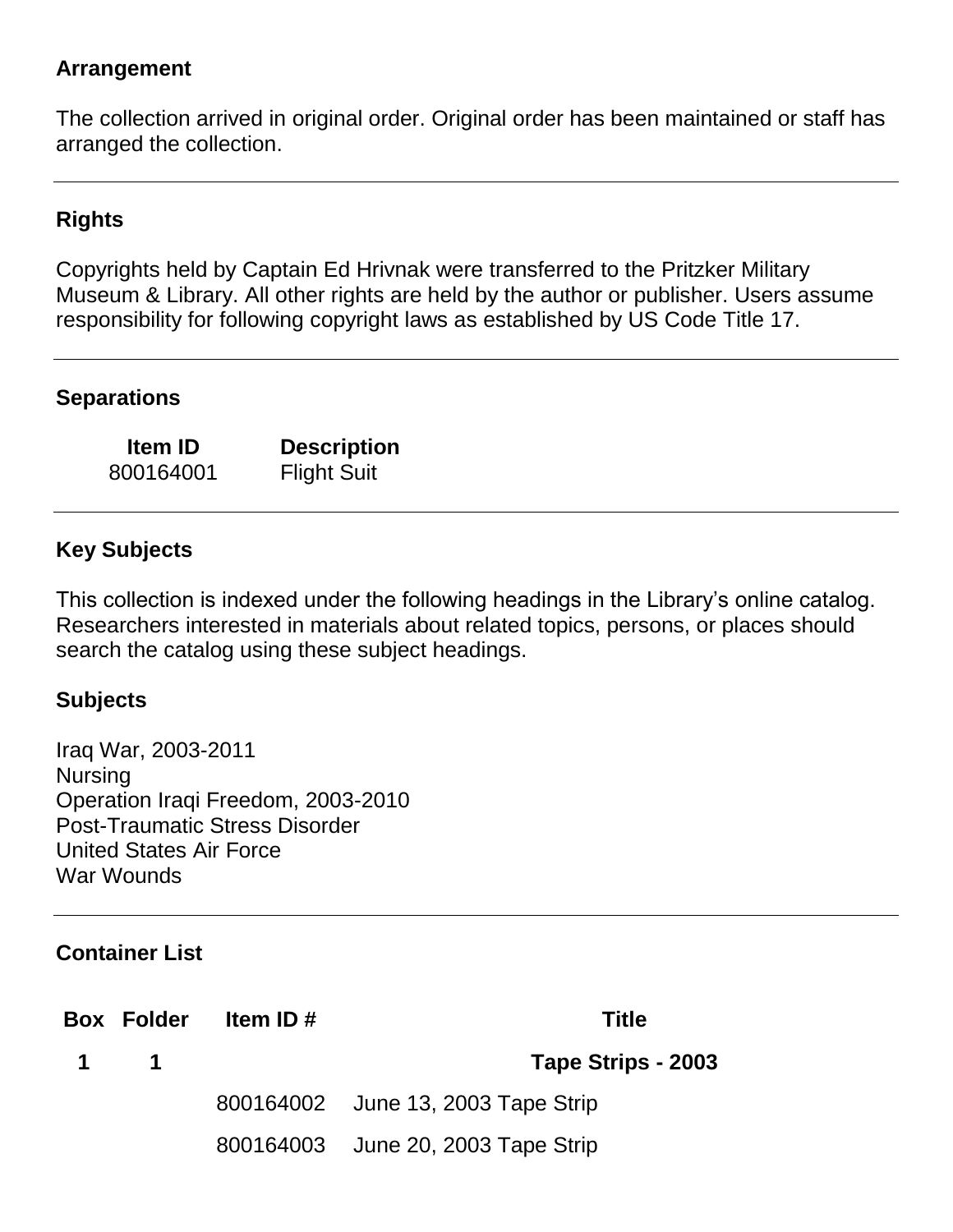### Arrangement

The collection arrived in original order. Original order has been maintained or staff has arranged the collection.

---

### Rights

Copyrights held by Captain Ed Hrivnak were transferred to the Pritzker Military Museum & Library. All other rights are held by the author or publisher. Users assume responsibility for following copyright laws as established by US Code Title 17.

---

### Separations

| Item ID | Description |
|---|---|
| 800164001 | Flight Suit |

---

### Key Subjects

This collection is indexed under the following headings in the Library's online catalog. Researchers interested in materials about related topics, persons, or places should search the catalog using these subject headings.

### Subjects

Iraq War, 2003-2011
Nursing
Operation Iraqi Freedom, 2003-2010
Post-Traumatic Stress Disorder
United States Air Force
War Wounds

---

### Container List

| Box | Folder | Item ID # | Title |
|---|---|---|---|
| 1 | 1 | | **Tape Strips - 2003** |
| | | 800164002 | June 13, 2003 Tape Strip |
| | | 800164003 | June 20, 2003 Tape Strip |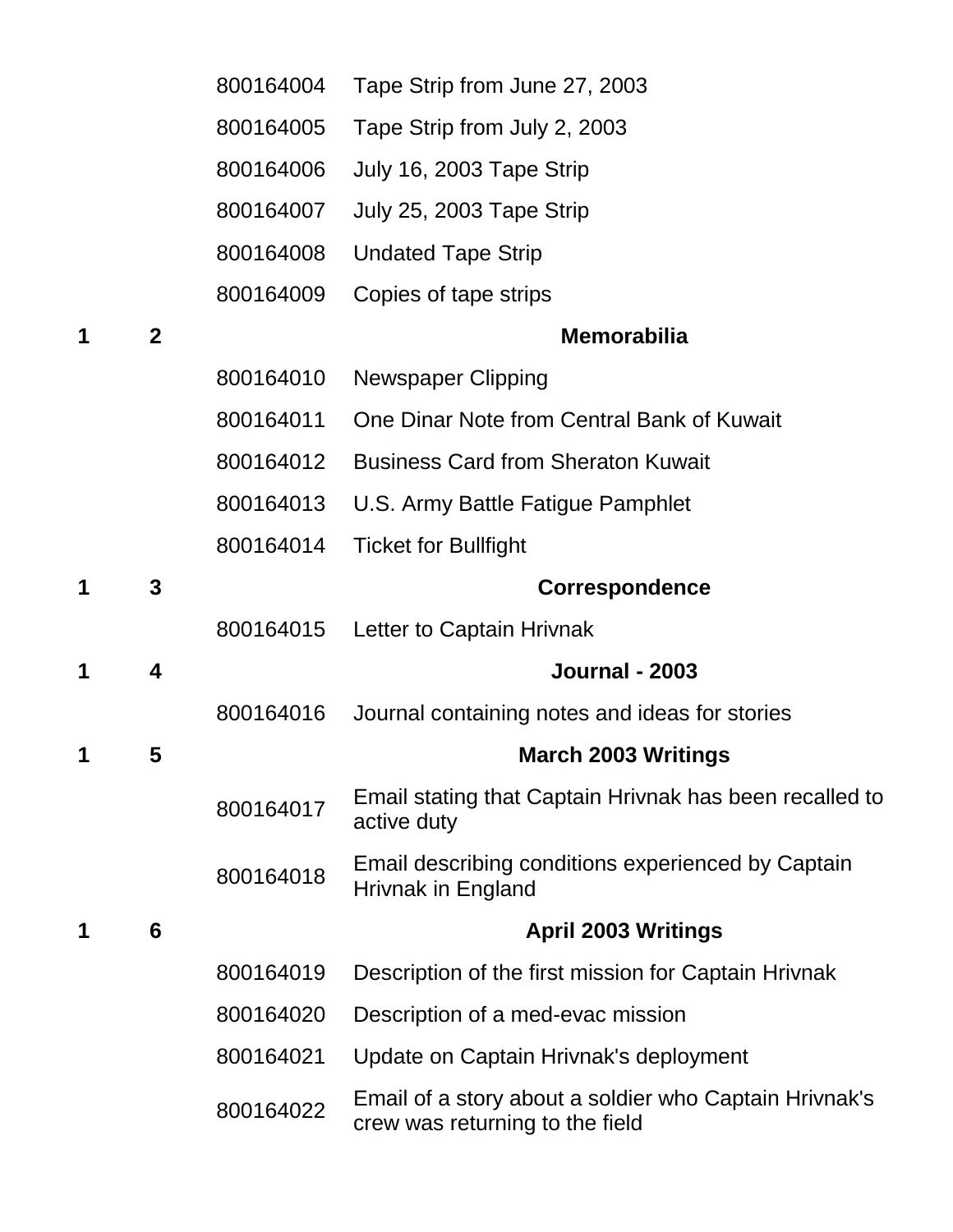| Box | Folder | Item ID | Description |
|---|---|---|---|
| | | 800164004 | Tape Strip from June 27, 2003 |
| | | 800164005 | Tape Strip from July 2, 2003 |
| | | 800164006 | July 16, 2003 Tape Strip |
| | | 800164007 | July 25, 2003 Tape Strip |
| | | 800164008 | Undated Tape Strip |
| | | 800164009 | Copies of tape strips |
| **1** | **2** | | **Memorabilia** |
| | | 800164010 | Newspaper Clipping |
| | | 800164011 | One Dinar Note from Central Bank of Kuwait |
| | | 800164012 | Business Card from Sheraton Kuwait |
| | | 800164013 | U.S. Army Battle Fatigue Pamphlet |
| | | 800164014 | Ticket for Bullfight |
| **1** | **3** | | **Correspondence** |
| | | 800164015 | Letter to Captain Hrivnak |
| **1** | **4** | | **Journal - 2003** |
| | | 800164016 | Journal containing notes and ideas for stories |
| **1** | **5** | | **March 2003 Writings** |
| | | 800164017 | Email stating that Captain Hrivnak has been recalled to active duty |
| | | 800164018 | Email describing conditions experienced by Captain Hrivnak in England |
| **1** | **6** | | **April 2003 Writings** |
| | | 800164019 | Description of the first mission for Captain Hrivnak |
| | | 800164020 | Description of a med-evac mission |
| | | 800164021 | Update on Captain Hrivnak's deployment |
| | | 800164022 | Email of a story about a soldier who Captain Hrivnak's crew was returning to the field |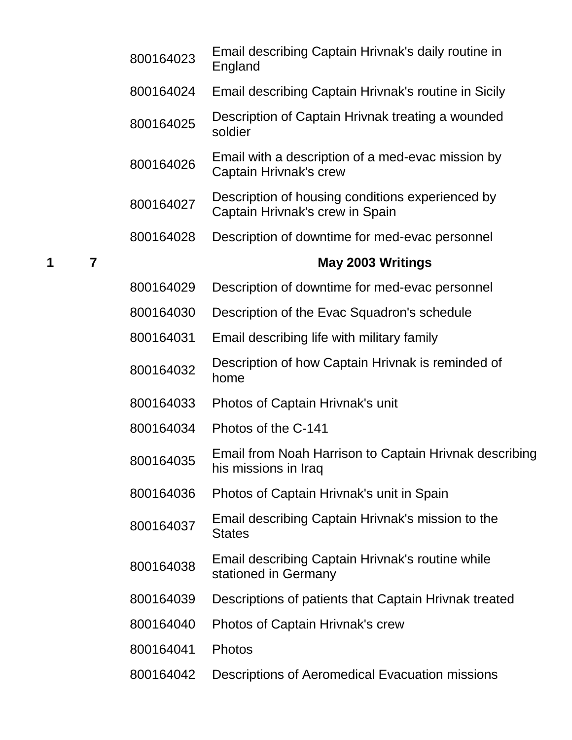| Box | Folder | Item ID | Description |
|---|---|---|---|
| | | 800164023 | Email describing Captain Hrivnak's daily routine in England |
| | | 800164024 | Email describing Captain Hrivnak's routine in Sicily |
| | | 800164025 | Description of Captain Hrivnak treating a wounded soldier |
| | | 800164026 | Email with a description of a med-evac mission by Captain Hrivnak's crew |
| | | 800164027 | Description of housing conditions experienced by Captain Hrivnak's crew in Spain |
| | | 800164028 | Description of downtime for med-evac personnel |
| **1** | **7** | | **May 2003 Writings** |
| | | 800164029 | Description of downtime for med-evac personnel |
| | | 800164030 | Description of the Evac Squadron's schedule |
| | | 800164031 | Email describing life with military family |
| | | 800164032 | Description of how Captain Hrivnak is reminded of home |
| | | 800164033 | Photos of Captain Hrivnak's unit |
| | | 800164034 | Photos of the C-141 |
| | | 800164035 | Email from Noah Harrison to Captain Hrivnak describing his missions in Iraq |
| | | 800164036 | Photos of Captain Hrivnak's unit in Spain |
| | | 800164037 | Email describing Captain Hrivnak's mission to the States |
| | | 800164038 | Email describing Captain Hrivnak's routine while stationed in Germany |
| | | 800164039 | Descriptions of patients that Captain Hrivnak treated |
| | | 800164040 | Photos of Captain Hrivnak's crew |
| | | 800164041 | Photos |
| | | 800164042 | Descriptions of Aeromedical Evacuation missions |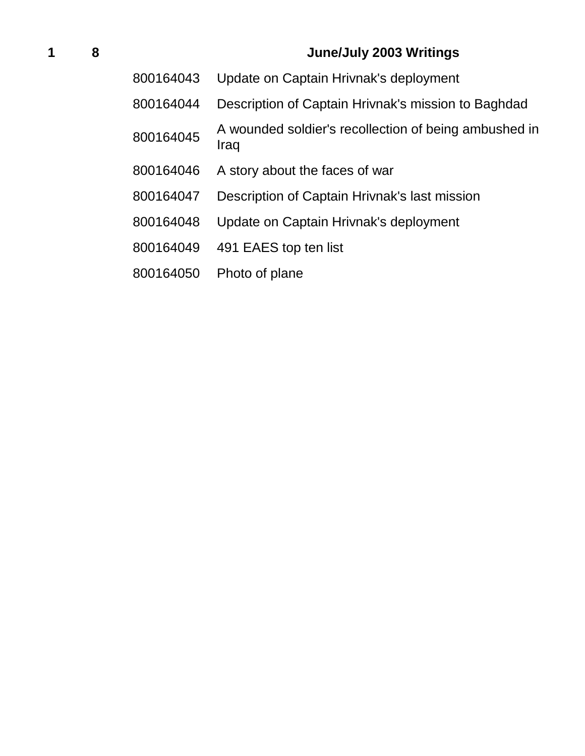| | | | |
|---|---|---|---|
| 1 | 8 | | **June/July 2003 Writings** |
| | | 800164043 | Update on Captain Hrivnak's deployment |
| | | 800164044 | Description of Captain Hrivnak's mission to Baghdad |
| | | 800164045 | A wounded soldier's recollection of being ambushed in Iraq |
| | | 800164046 | A story about the faces of war |
| | | 800164047 | Description of Captain Hrivnak's last mission |
| | | 800164048 | Update on Captain Hrivnak's deployment |
| | | 800164049 | 491 EAES top ten list |
| | | 800164050 | Photo of plane |